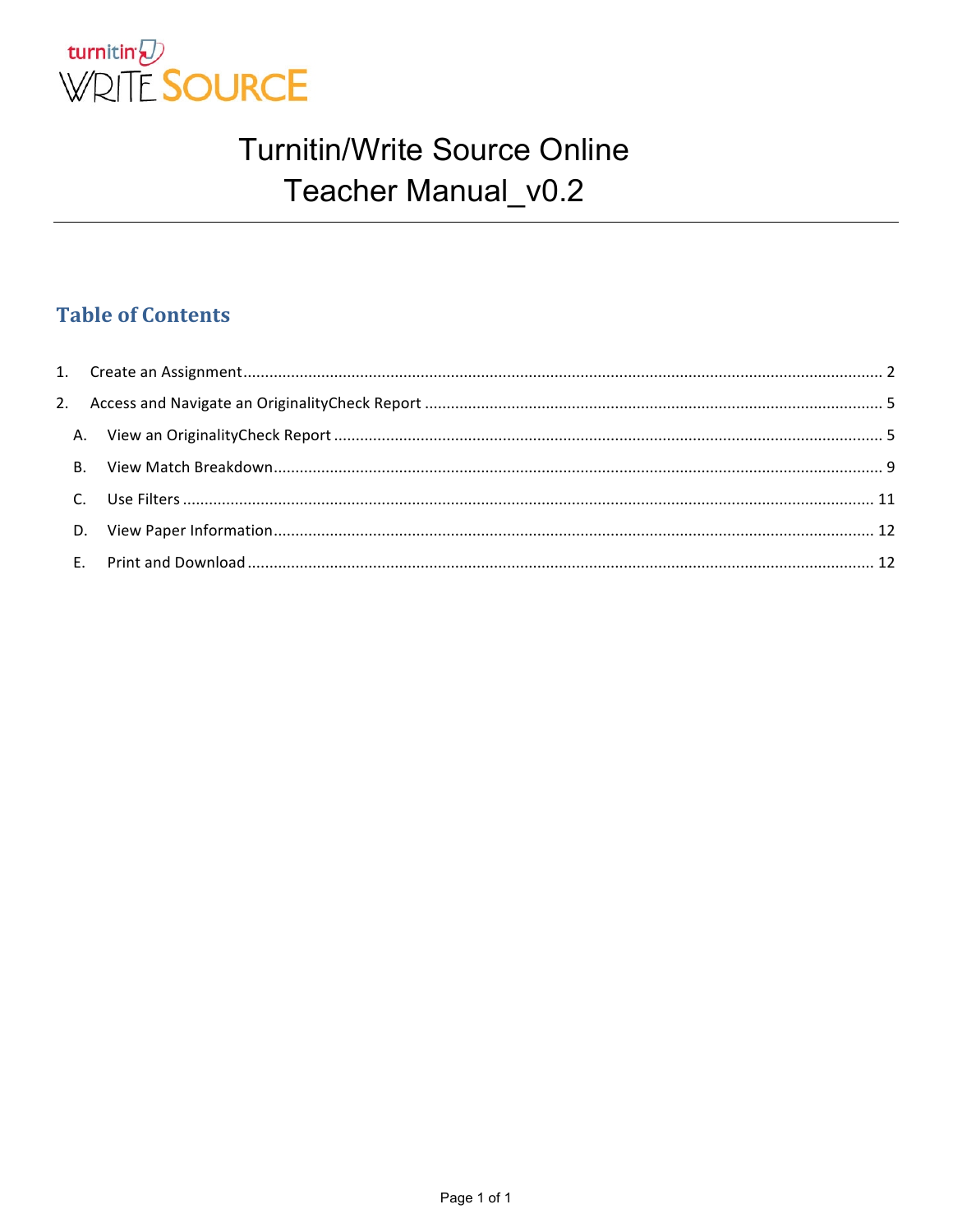turnitin WRITE SOURCE

# Turnitin/Write Source Online Teacher Manual_v0.2

## Table of Contents

1. Create an Assignment .......... 2
2. Access and Navigate an OriginalityCheck Report .......... 5
   - A. View an OriginalityCheck Report .......... 5
   - B. View Match Breakdown .......... 9
   - C. Use Filters .......... 11
   - D. View Paper Information .......... 12
   - E. Print and Download .......... 12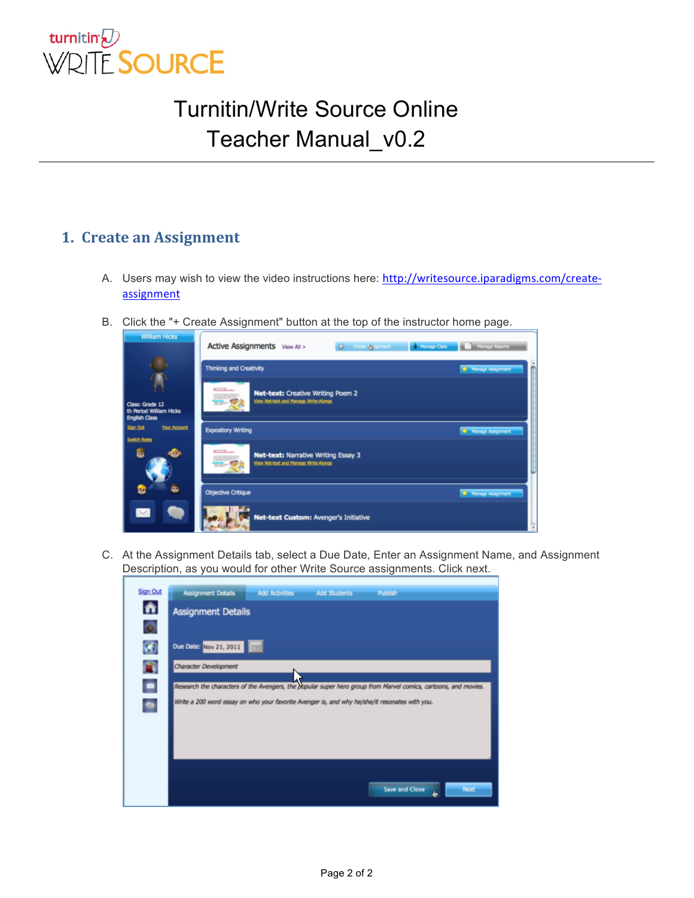# Turnitin/Write Source Online Teacher Manual_v0.2

## 1. Create an Assignment

A. Users may wish to view the video instructions here: [http://writesource.iparadigms.com/create-assignment](http://writesource.iparadigms.com/create-assignment)

B. Click the "+ Create Assignment" button at the top of the instructor home page.

C. At the Assignment Details tab, select a Due Date, Enter an Assignment Name, and Assignment Description, as you would for other Write Source assignments. Click next.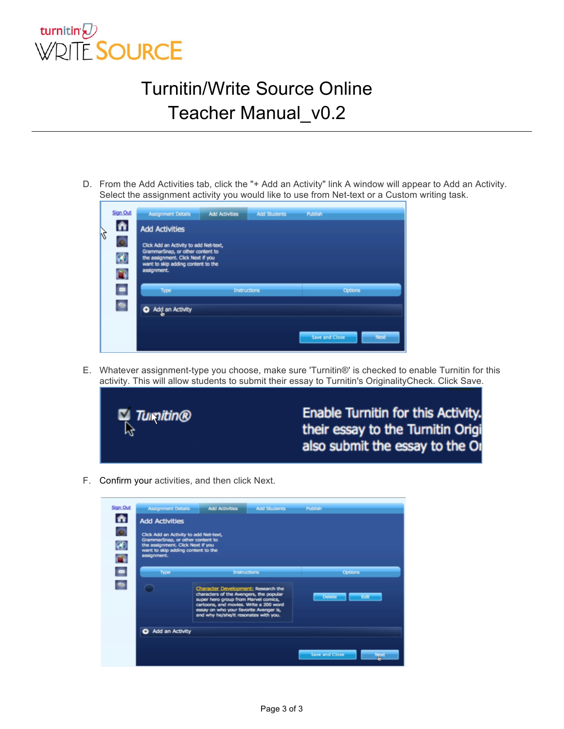D. From the Add Activities tab, click the "+ Add an Activity" link A window will appear to Add an Activity. Select the assignment activity you would like to use from Net-text or a Custom writing task.

E. Whatever assignment-type you choose, make sure 'Turnitin®' is checked to enable Turnitin for this activity. This will allow students to submit their essay to Turnitin's OriginalityCheck. Click Save.

F. Confirm your activities, and then click Next.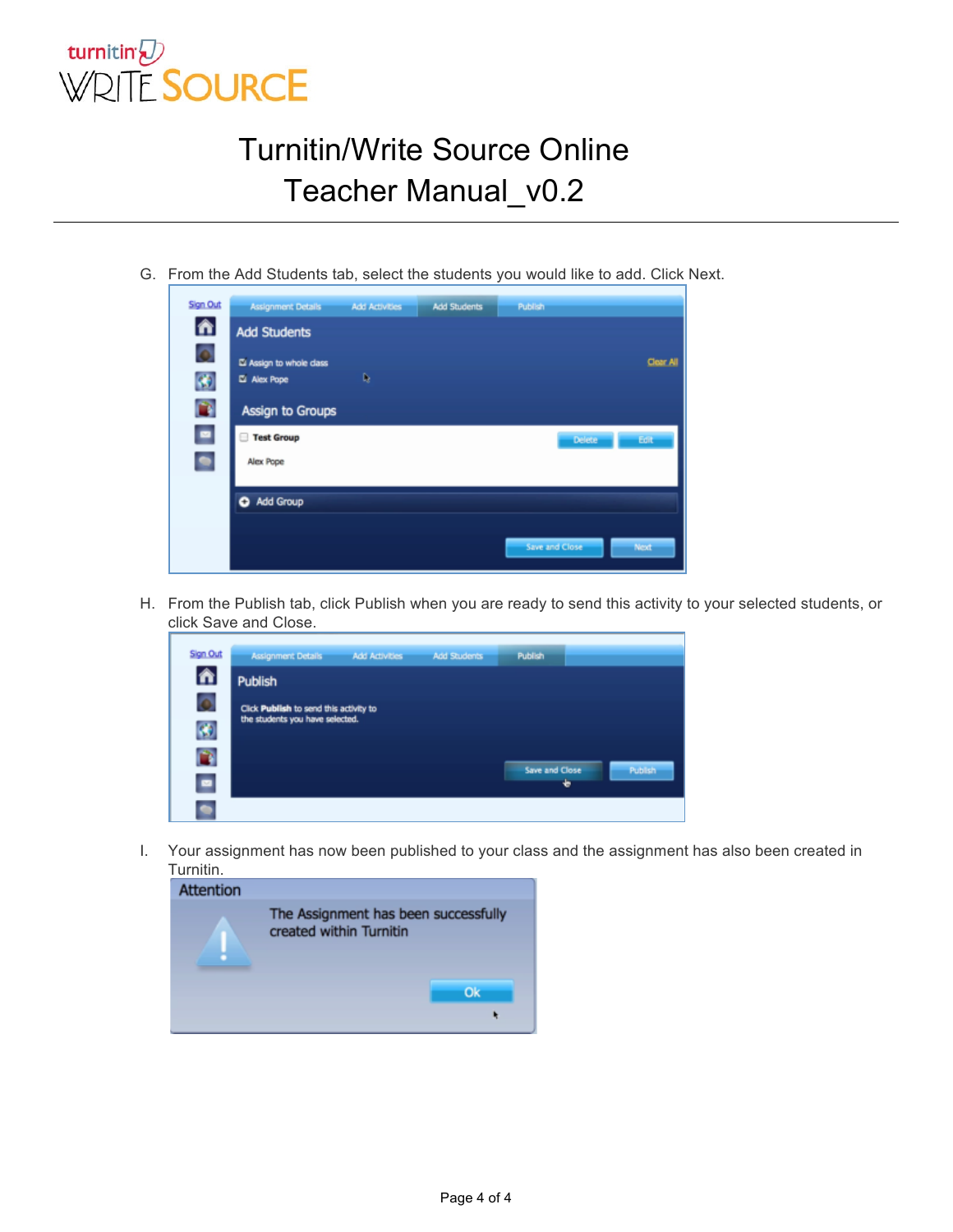G. From the Add Students tab, select the students you would like to add. Click Next.

H. From the Publish tab, click Publish when you are ready to send this activity to your selected students, or click Save and Close.

I. Your assignment has now been published to your class and the assignment has also been created in Turnitin.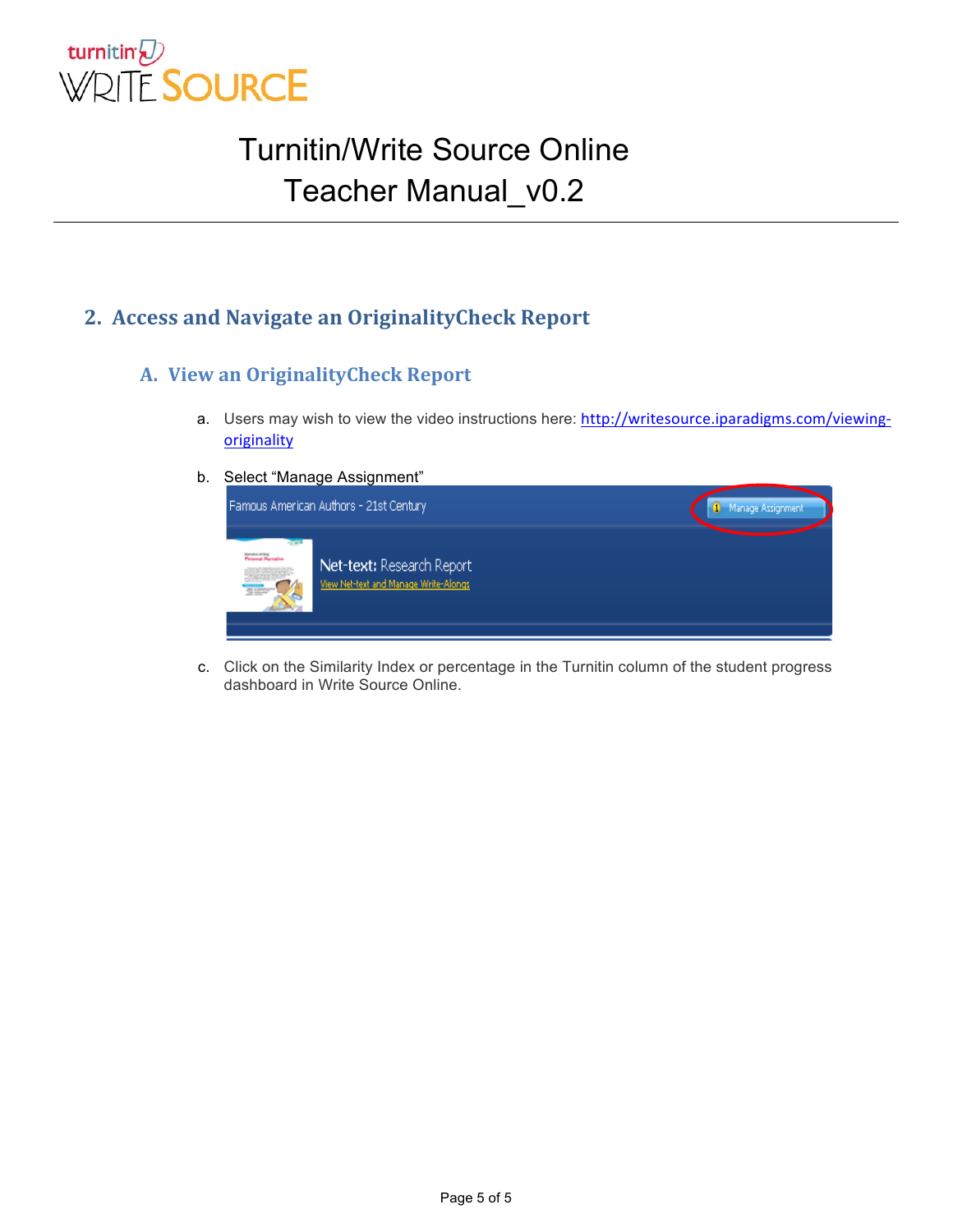## 2. Access and Navigate an OriginalityCheck Report

### A. View an OriginalityCheck Report

a. Users may wish to view the video instructions here: http://writesource.iparadigms.com/viewing-originality

b. Select "Manage Assignment"

c. Click on the Similarity Index or percentage in the Turnitin column of the student progress dashboard in Write Source Online.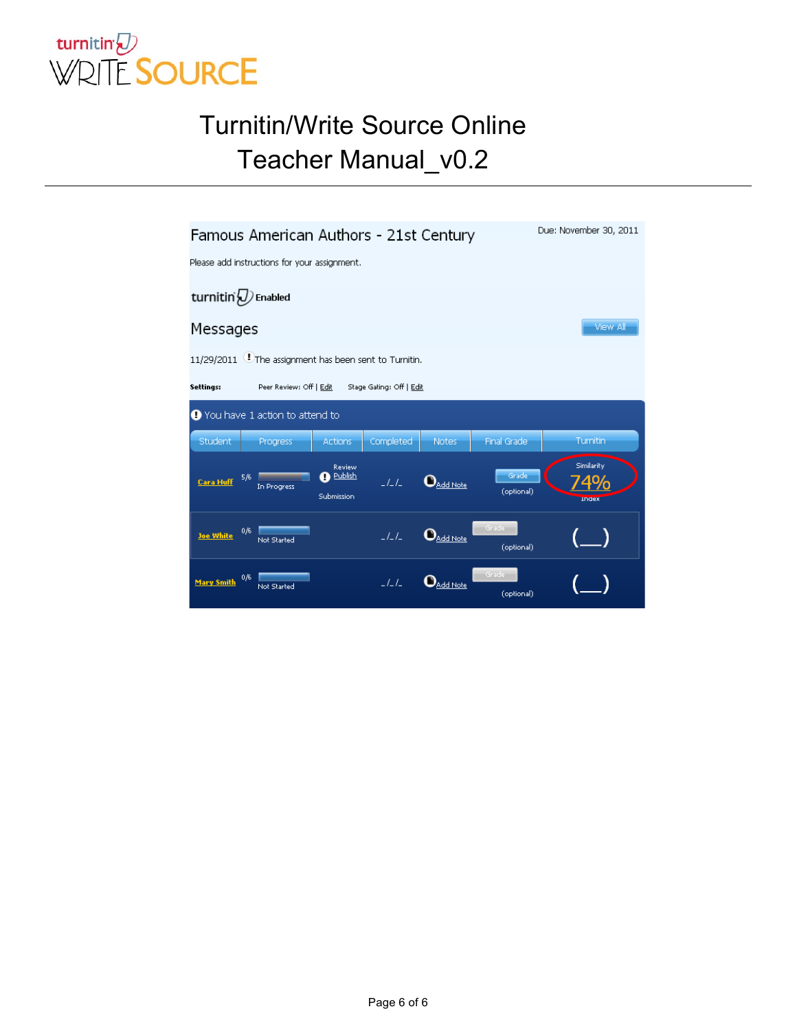Famous American Authors - 21st Century

Due: November 30, 2011

Please add instructions for your assignment.

turnitin Enabled

Messages

View All

11/29/2011 The assignment has been sent to Turnitin.

Settings: Peer Review: Off | Edit Stage Gating: Off | Edit

You have 1 action to attend to

| Student | Progress | Actions | Completed | Notes | Final Grade | Turnitin |
| --- | --- | --- | --- | --- | --- | --- |
| Cara Huff | 5/6 In Progress | Review Publish Submission | _/_/_ | Add Note | Grade (optional) | Similarity 74% Index |
| Joe White | 0/6 Not Started | | _/_/_ | Add Note | Grade (optional) | (__) |
| Mary Smith | 0/6 Not Started | | _/_/_ | Add Note | Grade (optional) | (__) |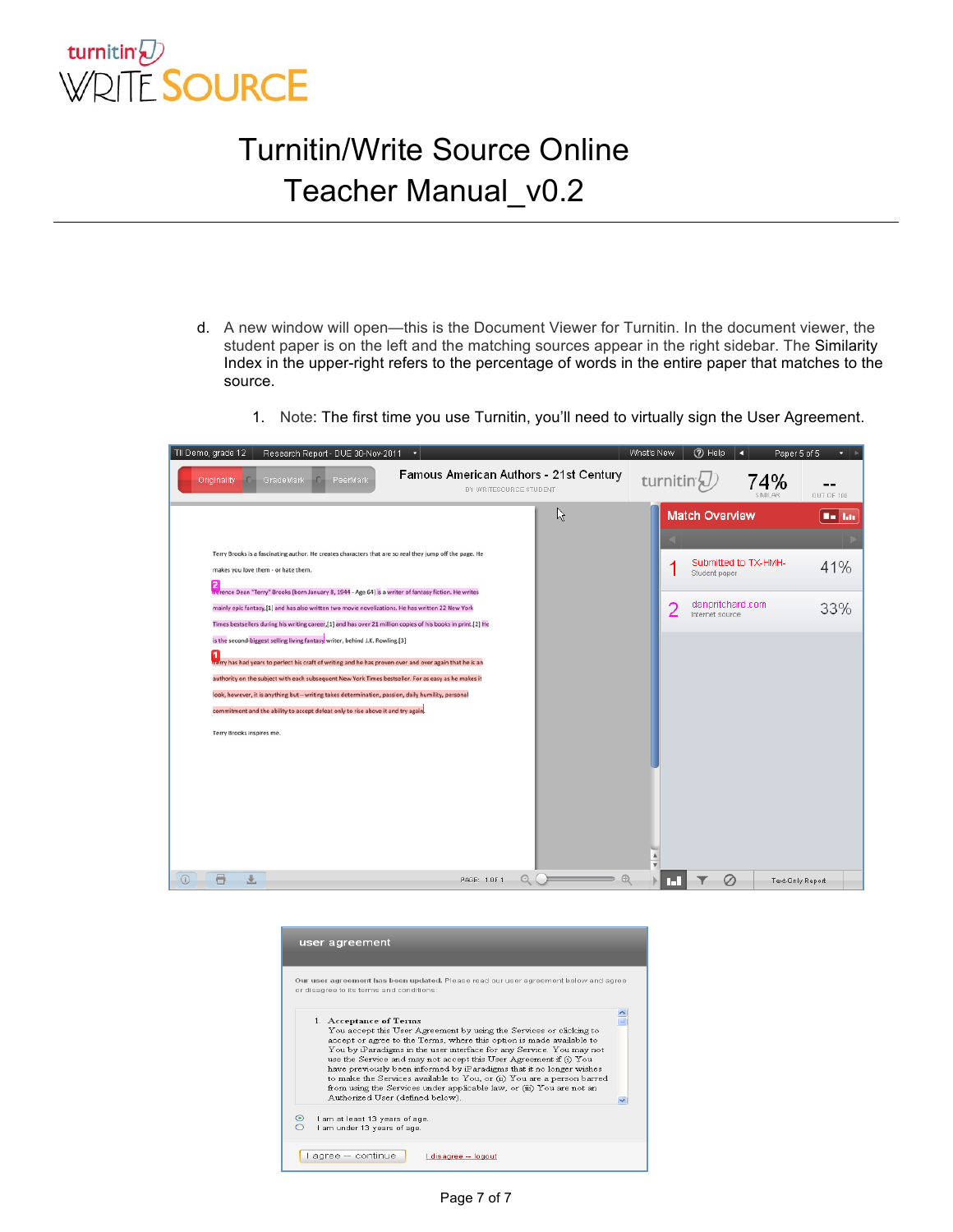# Turnitin/Write Source Online Teacher Manual_v0.2

d. A new window will open—this is the Document Viewer for Turnitin. In the document viewer, the student paper is on the left and the matching sources appear in the right sidebar. The Similarity Index in the upper-right refers to the percentage of words in the entire paper that matches to the source.

1. Note: The first time you use Turnitin, you'll need to virtually sign the User Agreement.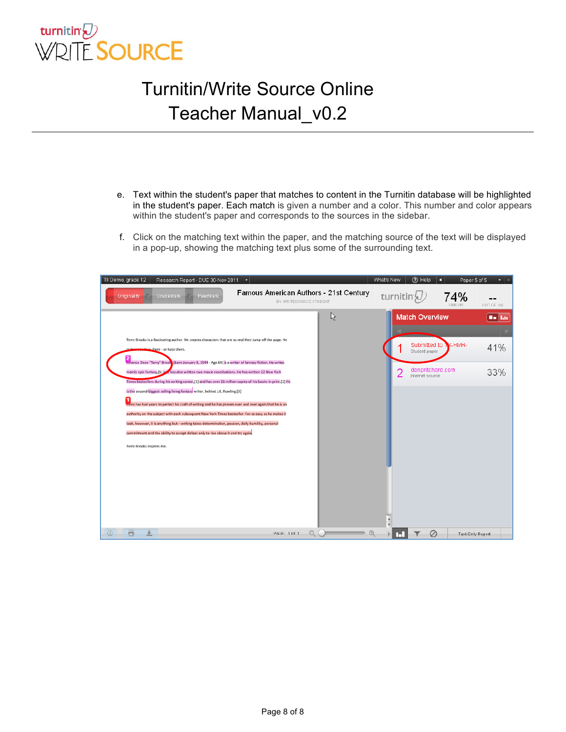# Turnitin/Write Source Online Teacher Manual_v0.2

e. Text within the student's paper that matches to content in the Turnitin database will be highlighted in the student's paper. Each match is given a number and a color. This number and color appears within the student's paper and corresponds to the sources in the sidebar.

f. Click on the matching text within the paper, and the matching source of the text will be displayed in a pop-up, showing the matching text plus some of the surrounding text.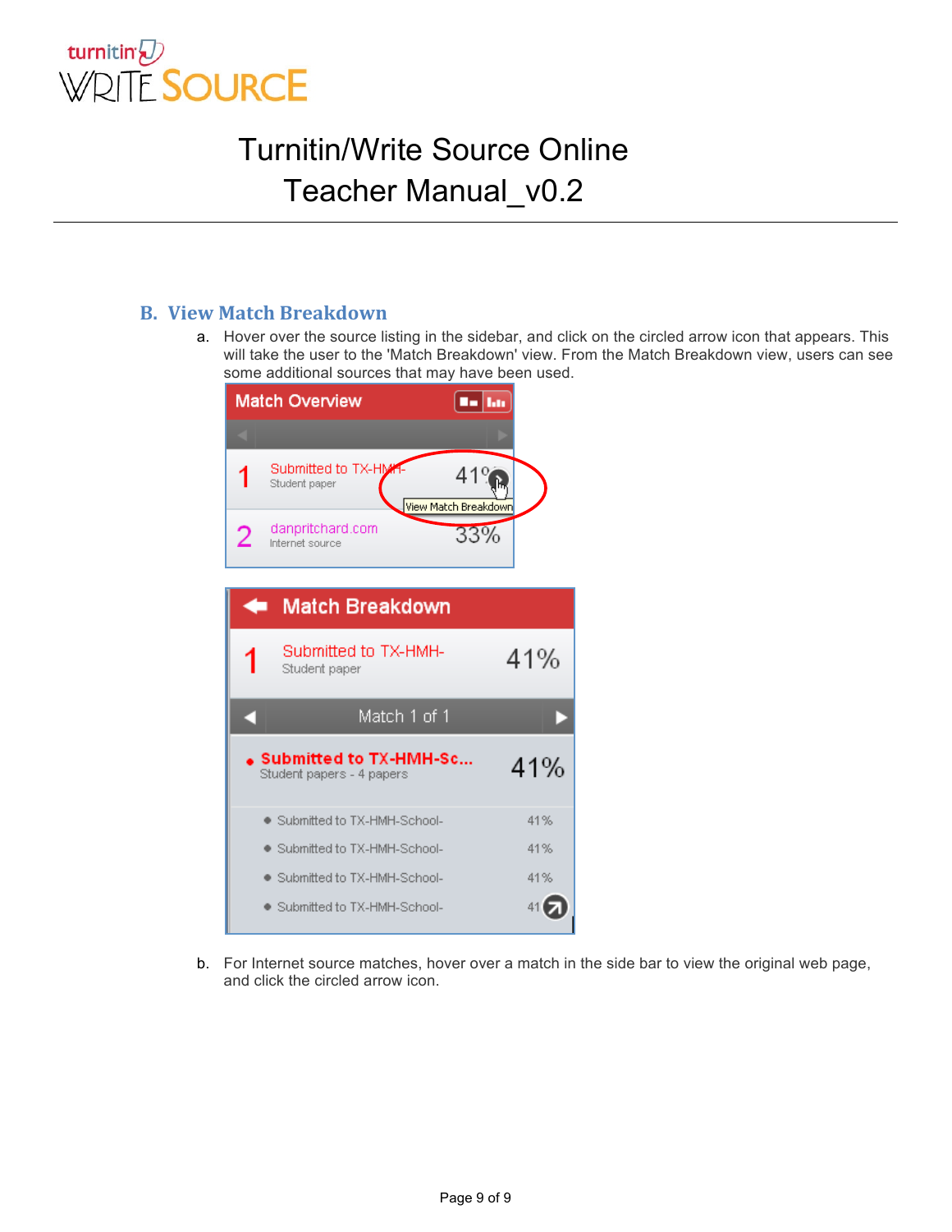## B. View Match Breakdown

a. Hover over the source listing in the sidebar, and click on the circled arrow icon that appears. This will take the user to the 'Match Breakdown' view. From the Match Breakdown view, users can see some additional sources that may have been used.

b. For Internet source matches, hover over a match in the side bar to view the original web page, and click the circled arrow icon.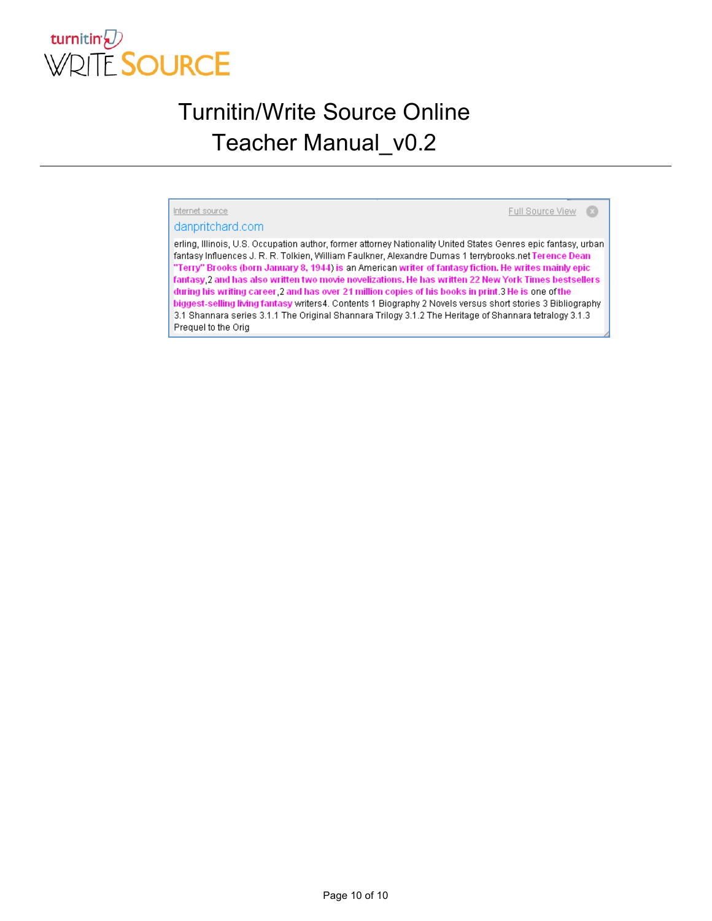Internet source

Full Source View

danpritchard.com

erling, Illinois, U.S. Occupation author, former attorney Nationality United States Genres epic fantasy, urban fantasy Influences J. R. R. Tolkien, William Faulkner, Alexandre Dumas 1 terrybrooks.net **Terence Dean "Terry" Brooks (born January 8, 1944) is** an American **writer of fantasy fiction. He writes mainly epic fantasy**,2 **and has also written two movie novelizations. He has written 22 New York Times bestsellers during his writing career**,2 **and has over 21 million copies of his books in print**.3 **He is** one of **the biggest-selling living fantasy** writers4. Contents 1 Biography 2 Novels versus short stories 3 Bibliography 3.1 Shannara series 3.1.1 The Original Shannara Trilogy 3.1.2 The Heritage of Shannara tetralogy 3.1.3 Prequel to the Orig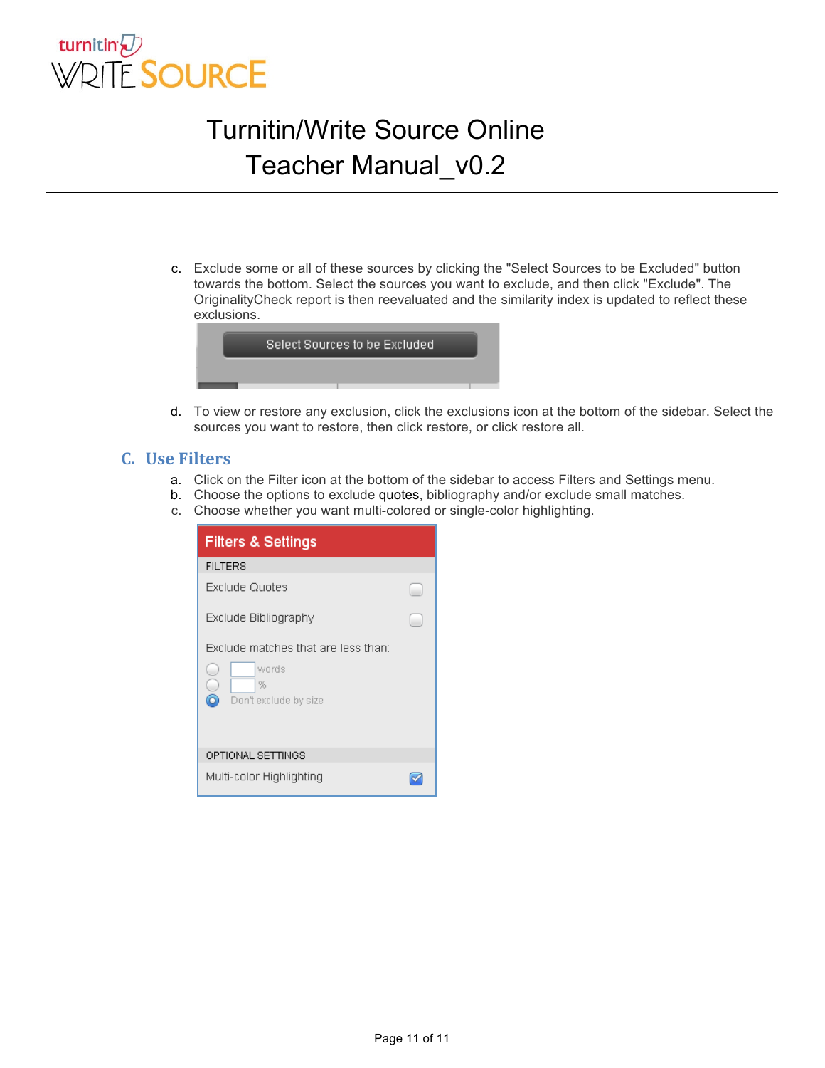c. Exclude some or all of these sources by clicking the "Select Sources to be Excluded" button towards the bottom. Select the sources you want to exclude, and then click "Exclude". The OriginalityCheck report is then reevaluated and the similarity index is updated to reflect these exclusions.

d. To view or restore any exclusion, click the exclusions icon at the bottom of the sidebar. Select the sources you want to restore, then click restore, or click restore all.

## C. Use Filters

a. Click on the Filter icon at the bottom of the sidebar to access Filters and Settings menu.
b. Choose the options to exclude quotes, bibliography and/or exclude small matches.
c. Choose whether you want multi-colored or single-color highlighting.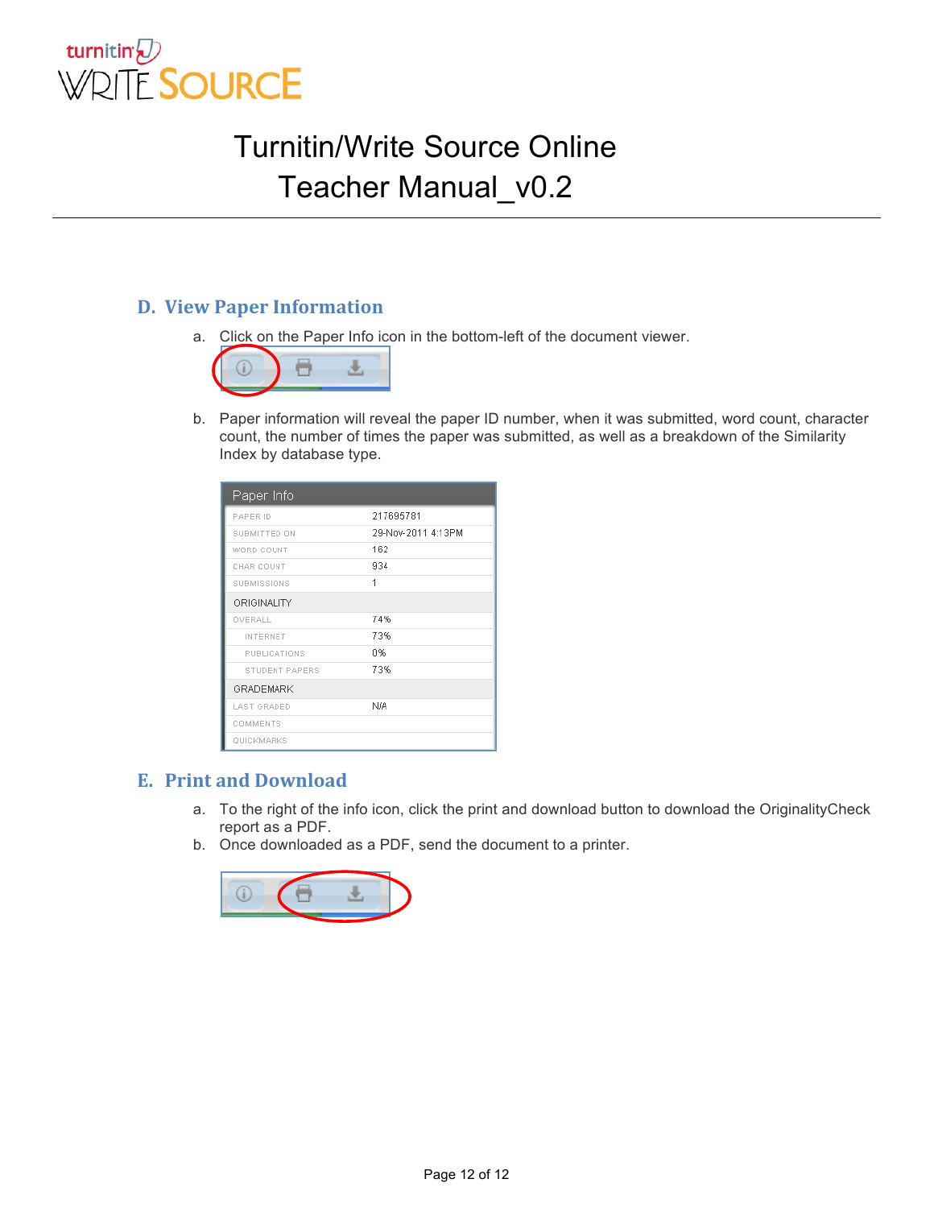# Turnitin/Write Source Online Teacher Manual_v0.2

## D. View Paper Information

a. Click on the Paper Info icon in the bottom-left of the document viewer.

b. Paper information will reveal the paper ID number, when it was submitted, word count, character count, the number of times the paper was submitted, as well as a breakdown of the Similarity Index by database type.

| Paper Info | |
|---|---|
| PAPER ID | 217695781 |
| SUBMITTED ON | 29-Nov-2011 4:13PM |
| WORD COUNT | 162 |
| CHAR COUNT | 934 |
| SUBMISSIONS | 1 |
| ORIGINALITY | |
| OVERALL | 74% |
| INTERNET | 73% |
| PUBLICATIONS | 0% |
| STUDENT PAPERS | 73% |
| GRADEMARK | |
| LAST GRADED | N/A |
| COMMENTS | |
| QUICKMARKS | |

## E. Print and Download

a. To the right of the info icon, click the print and download button to download the OriginalityCheck report as a PDF.

b. Once downloaded as a PDF, send the document to a printer.